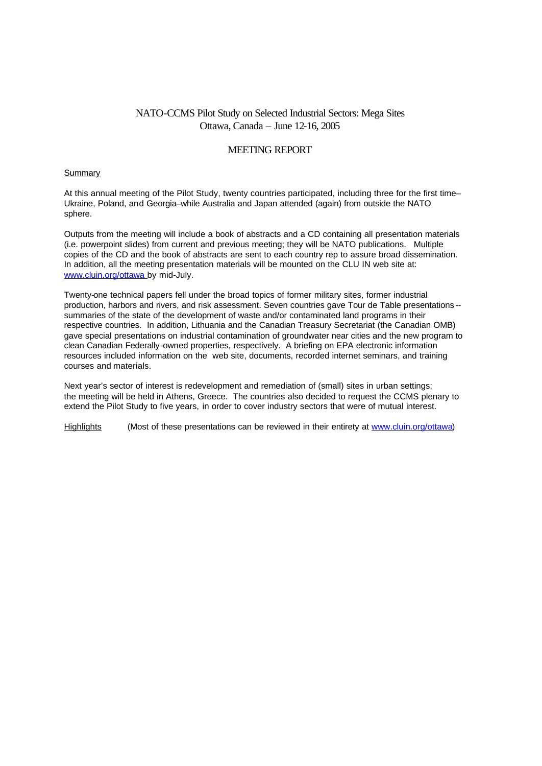# NATO-CCMS Pilot Study on Selected Industrial Sectors: Mega Sites
## Ottawa, Canada – June 12-16, 2005

## MEETING REPORT

### Summary

At this annual meeting of the Pilot Study, twenty countries participated, including three for the first time– Ukraine, Poland, and Georgia–while Australia and Japan attended (again) from outside the NATO sphere.

Outputs from the meeting will include a book of abstracts and a CD containing all presentation materials (i.e. powerpoint slides) from current and previous meeting; they will be NATO publications. Multiple copies of the CD and the book of abstracts are sent to each country rep to assure broad dissemination. In addition, all the meeting presentation materials will be mounted on the CLU IN web site at: www.cluin.org/ottawa by mid-July.

Twenty-one technical papers fell under the broad topics of former military sites, former industrial production, harbors and rivers, and risk assessment. Seven countries gave Tour de Table presentations -- summaries of the state of the development of waste and/or contaminated land programs in their respective countries. In addition, Lithuania and the Canadian Treasury Secretariat (the Canadian OMB) gave special presentations on industrial contamination of groundwater near cities and the new program to clean Canadian Federally-owned properties, respectively. A briefing on EPA electronic information resources included information on the web site, documents, recorded internet seminars, and training courses and materials.

Next year's sector of interest is redevelopment and remediation of (small) sites in urban settings; the meeting will be held in Athens, Greece. The countries also decided to request the CCMS plenary to extend the Pilot Study to five years, in order to cover industry sectors that were of mutual interest.

### Highlights

(Most of these presentations can be reviewed in their entirety at www.cluin.org/ottawa)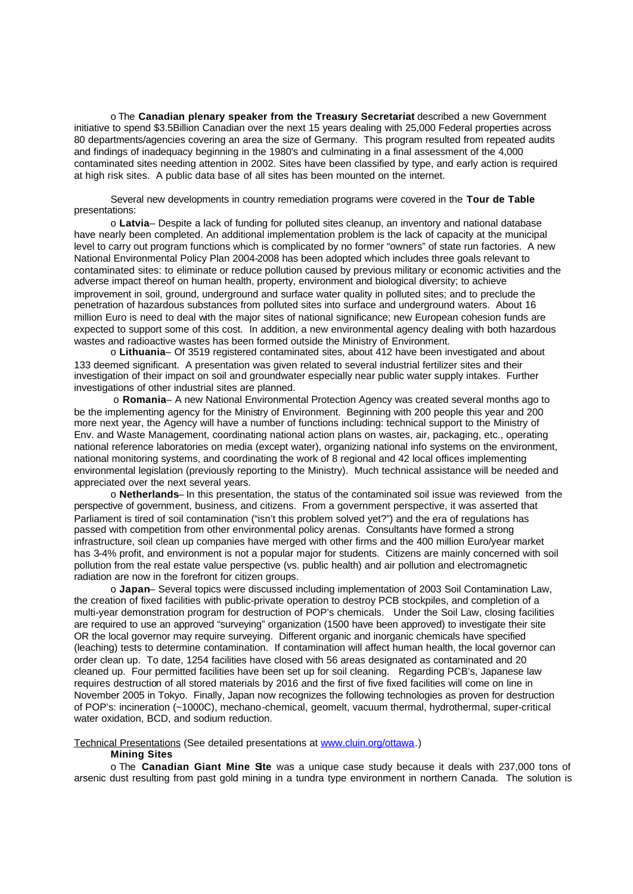o The **Canadian plenary speaker from the Treasury Secretariat** described a new Government initiative to spend $3.5Billion Canadian over the next 15 years dealing with 25,000 Federal properties across 80 departments/agencies covering an area the size of Germany. This program resulted from repeated audits and findings of inadequacy beginning in the 1980's and culminating in a final assessment of the 4,000 contaminated sites needing attention in 2002. Sites have been classified by type, and early action is required at high risk sites. A public data base of all sites has been mounted on the internet.

Several new developments in country remediation programs were covered in the **Tour de Table** presentations:

o **Latvia**– Despite a lack of funding for polluted sites cleanup, an inventory and national database have nearly been completed. An additional implementation problem is the lack of capacity at the municipal level to carry out program functions which is complicated by no former "owners" of state run factories. A new National Environmental Policy Plan 2004-2008 has been adopted which includes three goals relevant to contaminated sites: to eliminate or reduce pollution caused by previous military or economic activities and the adverse impact thereof on human health, property, environment and biological diversity; to achieve improvement in soil, ground, underground and surface water quality in polluted sites; and to preclude the penetration of hazardous substances from polluted sites into surface and underground waters. About 16 million Euro is need to deal with the major sites of national significance; new European cohesion funds are expected to support some of this cost. In addition, a new environmental agency dealing with both hazardous wastes and radioactive wastes has been formed outside the Ministry of Environment.

o **Lithuania**– Of 3519 registered contaminated sites, about 412 have been investigated and about 133 deemed significant. A presentation was given related to several industrial fertilizer sites and their investigation of their impact on soil and groundwater especially near public water supply intakes. Further investigations of other industrial sites are planned.

o **Romania**– A new National Environmental Protection Agency was created several months ago to be the implementing agency for the Ministry of Environment. Beginning with 200 people this year and 200 more next year, the Agency will have a number of functions including: technical support to the Ministry of Env. and Waste Management, coordinating national action plans on wastes, air, packaging, etc., operating national reference laboratories on media (except water), organizing national info systems on the environment, national monitoring systems, and coordinating the work of 8 regional and 42 local offices implementing environmental legislation (previously reporting to the Ministry). Much technical assistance will be needed and appreciated over the next several years.

o **Netherlands**– In this presentation, the status of the contaminated soil issue was reviewed from the perspective of government, business, and citizens. From a government perspective, it was asserted that Parliament is tired of soil contamination ("isn't this problem solved yet?") and the era of regulations has passed with competition from other environmental policy arenas. Consultants have formed a strong infrastructure, soil clean up companies have merged with other firms and the 400 million Euro/year market has 3-4% profit, and environment is not a popular major for students. Citizens are mainly concerned with soil pollution from the real estate value perspective (vs. public health) and air pollution and electromagnetic radiation are now in the forefront for citizen groups.

o **Japan**– Several topics were discussed including implementation of 2003 Soil Contamination Law, the creation of fixed facilities with public-private operation to destroy PCB stockpiles, and completion of a multi-year demonstration program for destruction of POP's chemicals. Under the Soil Law, closing facilities are required to use an approved "surveying" organization (1500 have been approved) to investigate their site OR the local governor may require surveying. Different organic and inorganic chemicals have specified (leaching) tests to determine contamination. If contamination will affect human health, the local governor can order clean up. To date, 1254 facilities have closed with 56 areas designated as contaminated and 20 cleaned up. Four permitted facilities have been set up for soil cleaning. Regarding PCB's, Japanese law requires destruction of all stored materials by 2016 and the first of five fixed facilities will come on line in November 2005 in Tokyo. Finally, Japan now recognizes the following technologies as proven for destruction of POP's: incineration (~1000C), mechano-chemical, geomelt, vacuum thermal, hydrothermal, super-critical water oxidation, BCD, and sodium reduction.

Technical Presentations (See detailed presentations at [www.cluin.org/ottawa](www.cluin.org/ottawa).)

**Mining Sites**

o The **Canadian Giant Mine Site** was a unique case study because it deals with 237,000 tons of arsenic dust resulting from past gold mining in a tundra type environment in northern Canada. The solution is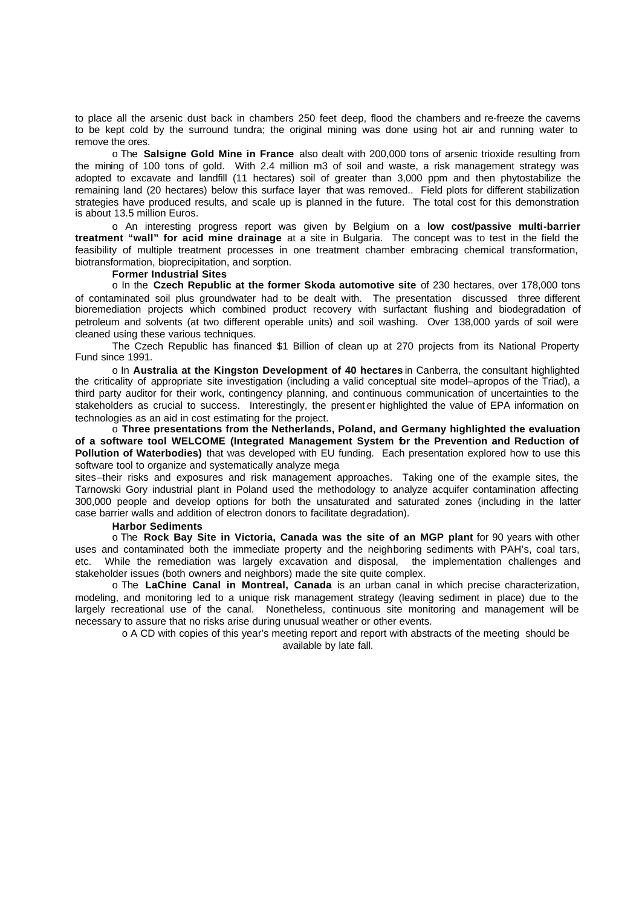to place all the arsenic dust back in chambers 250 feet deep, flood the chambers and re-freeze the caverns to be kept cold by the surround tundra; the original mining was done using hot air and running water to remove the ores.

o The **Salsigne Gold Mine in France** also dealt with 200,000 tons of arsenic trioxide resulting from the mining of 100 tons of gold. With 2.4 million m3 of soil and waste, a risk management strategy was adopted to excavate and landfill (11 hectares) soil of greater than 3,000 ppm and then phytostabilize the remaining land (20 hectares) below this surface layer that was removed.. Field plots for different stabilization strategies have produced results, and scale up is planned in the future. The total cost for this demonstration is about 13.5 million Euros.

o An interesting progress report was given by Belgium on a **low cost/passive multi-barrier treatment "wall" for acid mine drainage** at a site in Bulgaria. The concept was to test in the field the feasibility of multiple treatment processes in one treatment chamber embracing chemical transformation, biotransformation, bioprecipitation, and sorption.

**Former Industrial Sites**

o In the **Czech Republic at the former Skoda automotive site** of 230 hectares, over 178,000 tons of contaminated soil plus groundwater had to be dealt with. The presentation discussed three different bioremediation projects which combined product recovery with surfactant flushing and biodegradation of petroleum and solvents (at two different operable units) and soil washing. Over 138,000 yards of soil were cleaned using these various techniques.

The Czech Republic has financed $1 Billion of clean up at 270 projects from its National Property Fund since 1991.

o In **Australia at the Kingston Development of 40 hectares** in Canberra, the consultant highlighted the criticality of appropriate site investigation (including a valid conceptual site model–apropos of the Triad), a third party auditor for their work, contingency planning, and continuous communication of uncertainties to the stakeholders as crucial to success. Interestingly, the presenter highlighted the value of EPA information on technologies as an aid in cost estimating for the project.

o **Three presentations from the Netherlands, Poland, and Germany highlighted the evaluation of a software tool WELCOME (Integrated Management System for the Prevention and Reduction of Pollution of Waterbodies)** that was developed with EU funding. Each presentation explored how to use this software tool to organize and systematically analyze mega sites–their risks and exposures and risk management approaches. Taking one of the example sites, the Tarnowski Gory industrial plant in Poland used the methodology to analyze acquifer contamination affecting 300,000 people and develop options for both the unsaturated and saturated zones (including in the latter case barrier walls and addition of electron donors to facilitate degradation).

**Harbor Sediments**

o The **Rock Bay Site in Victoria, Canada was the site of an MGP plant** for 90 years with other uses and contaminated both the immediate property and the neighboring sediments with PAH's, coal tars, etc. While the remediation was largely excavation and disposal, the implementation challenges and stakeholder issues (both owners and neighbors) made the site quite complex.

o The **LaChine Canal in Montreal, Canada** is an urban canal in which precise characterization, modeling, and monitoring led to a unique risk management strategy (leaving sediment in place) due to the largely recreational use of the canal. Nonetheless, continuous site monitoring and management will be necessary to assure that no risks arise during unusual weather or other events.

o A CD with copies of this year's meeting report and report with abstracts of the meeting should be available by late fall.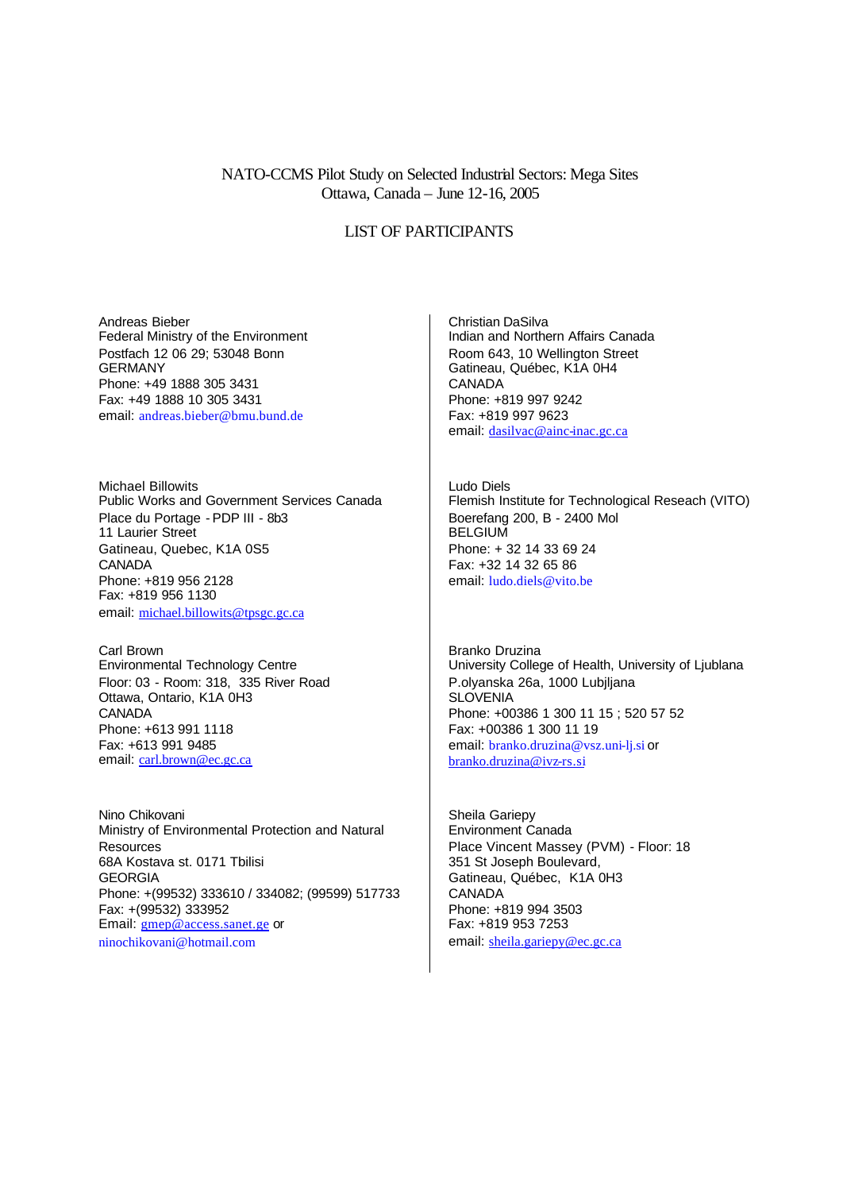NATO-CCMS Pilot Study on Selected Industrial Sectors: Mega Sites
Ottawa, Canada – June 12-16, 2005

LIST OF PARTICIPANTS

Andreas Bieber
Federal Ministry of the Environment
Postfach 12 06 29; 53048 Bonn
GERMANY
Phone: +49 1888 305 3431
Fax: +49 1888 10 305 3431
email: andreas.bieber@bmu.bund.de

Michael Billowits
Public Works and Government Services Canada
Place du Portage - PDP III - 8b3
11 Laurier Street
Gatineau, Quebec, K1A 0S5
CANADA
Phone: +819 956 2128
Fax: +819 956 1130
email: michael.billowits@tpsgc.gc.ca

Carl Brown
Environmental Technology Centre
Floor: 03 - Room: 318, 335 River Road
Ottawa, Ontario, K1A 0H3
CANADA
Phone: +613 991 1118
Fax: +613 991 9485
email: carl.brown@ec.gc.ca

Nino Chikovani
Ministry of Environmental Protection and Natural Resources
68A Kostava st. 0171 Tbilisi
GEORGIA
Phone: +(99532) 333610 / 334082; (99599) 517733
Fax: +(99532) 333952
Email: gmep@access.sanet.ge or
ninochikovani@hotmail.com

Christian DaSilva
Indian and Northern Affairs Canada
Room 643, 10 Wellington Street
Gatineau, Québec, K1A 0H4
CANADA
Phone: +819 997 9242
Fax: +819 997 9623
email: dasilvac@ainc-inac.gc.ca

Ludo Diels
Flemish Institute for Technological Reseach (VITO)
Boerefang 200, B - 2400 Mol
BELGIUM
Phone: + 32 14 33 69 24
Fax: +32 14 32 65 86
email: ludo.diels@vito.be

Branko Druzina
University College of Health, University of Ljublana
P.olyanska 26a, 1000 Lubjljana
SLOVENIA
Phone: +00386 1 300 11 15 ; 520 57 52
Fax: +00386 1 300 11 19
email: branko.druzina@vsz.uni-lj.si or
branko.druzina@ivz-rs.si

Sheila Gariepy
Environment Canada
Place Vincent Massey (PVM) - Floor: 18
351 St Joseph Boulevard,
Gatineau, Québec, K1A 0H3
CANADA
Phone: +819 994 3503
Fax: +819 953 7253
email: sheila.gariepy@ec.gc.ca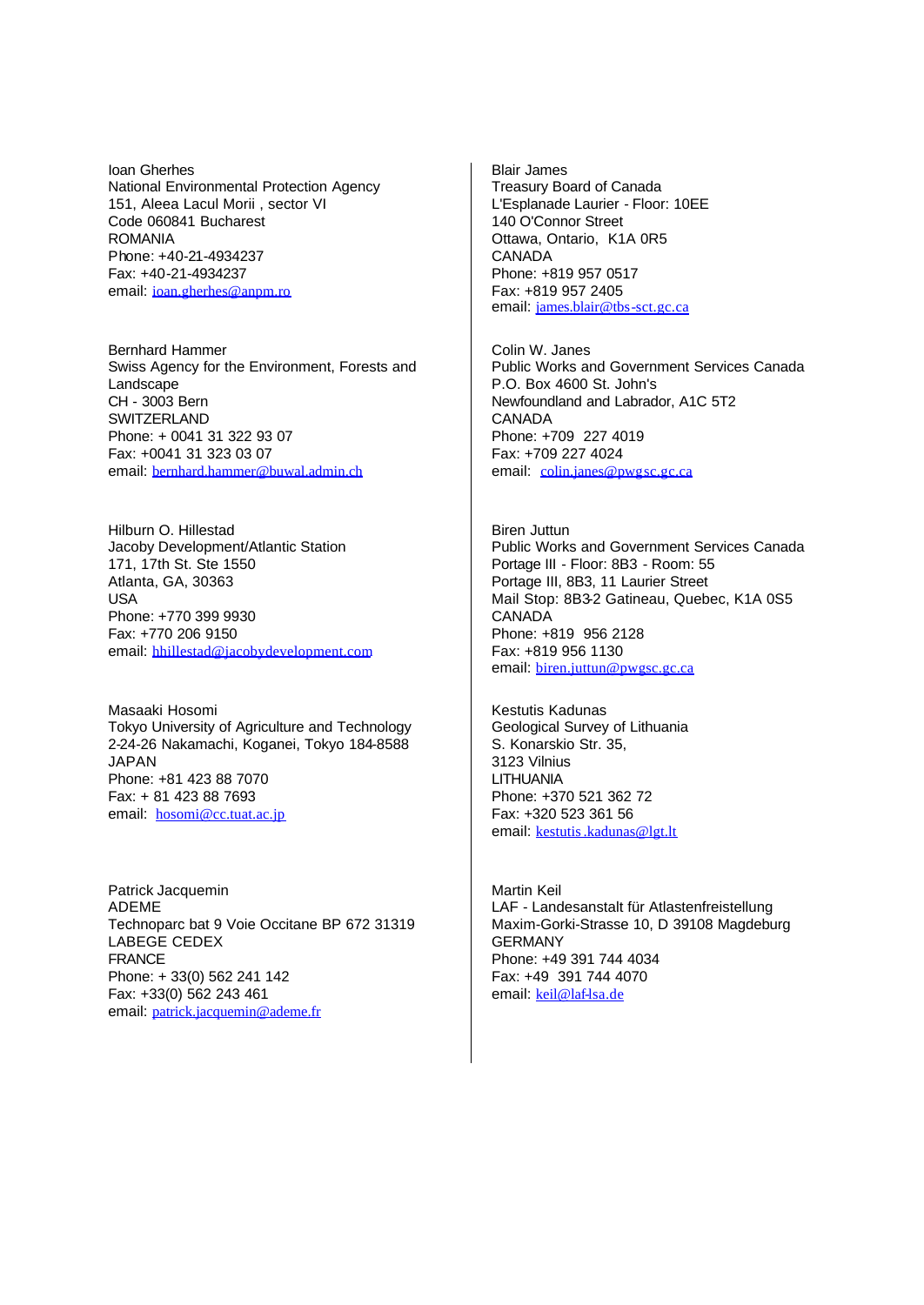Ioan Gherhes
National Environmental Protection Agency
151, Aleea Lacul Morii , sector VI
Code 060841 Bucharest
ROMANIA
Phone: +40-21-4934237
Fax: +40-21-4934237
email: ioan.gherhes@anpm.ro

Bernhard Hammer
Swiss Agency for the Environment, Forests and Landscape
CH - 3003 Bern
SWITZERLAND
Phone: + 0041 31 322 93 07
Fax: +0041 31 323 03 07
email: bernhard.hammer@buwal.admin.ch

Hilburn O. Hillestad
Jacoby Development/Atlantic Station
171, 17th St. Ste 1550
Atlanta, GA, 30363
USA
Phone: +770 399 9930
Fax: +770 206 9150
email: hhillestad@jacobydevelopment.com

Masaaki Hosomi
Tokyo University of Agriculture and Technology
2-24-26 Nakamachi, Koganei, Tokyo 184-8588
JAPAN
Phone: +81 423 88 7070
Fax: + 81 423 88 7693
email: hosomi@cc.tuat.ac.jp

Patrick Jacquemin
ADEME
Technoparc bat 9 Voie Occitane BP 672 31319
LABEGE CEDEX
FRANCE
Phone: + 33(0) 562 241 142
Fax: +33(0) 562 243 461
email: patrick.jacquemin@ademe.fr

Blair James
Treasury Board of Canada
L'Esplanade Laurier - Floor: 10EE
140 O'Connor Street
Ottawa, Ontario, K1A 0R5
CANADA
Phone: +819 957 0517
Fax: +819 957 2405
email: james.blair@tbs-sct.gc.ca

Colin W. Janes
Public Works and Government Services Canada
P.O. Box 4600 St. John's
Newfoundland and Labrador, A1C 5T2
CANADA
Phone: +709 227 4019
Fax: +709 227 4024
email: colin.janes@pwgsc.gc.ca

Biren Juttun
Public Works and Government Services Canada
Portage III - Floor: 8B3 - Room: 55
Portage III, 8B3, 11 Laurier Street
Mail Stop: 8B3-2 Gatineau, Quebec, K1A 0S5
CANADA
Phone: +819 956 2128
Fax: +819 956 1130
email: biren.juttun@pwgsc.gc.ca

Kestutis Kadunas
Geological Survey of Lithuania
S. Konarskio Str. 35,
3123 Vilnius
LITHUANIA
Phone: +370 521 362 72
Fax: +320 523 361 56
email: kestutis.kadunas@lgt.lt

Martin Keil
LAF - Landesanstalt für Atlastenfreistellung
Maxim-Gorki-Strasse 10, D 39108 Magdeburg
GERMANY
Phone: +49 391 744 4034
Fax: +49 391 744 4070
email: keil@laf-lsa.de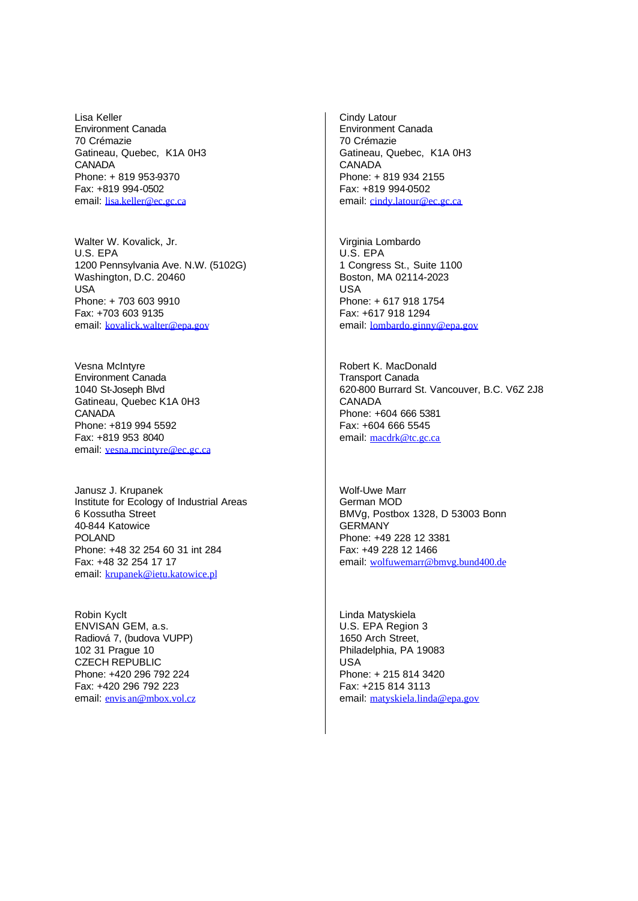Lisa Keller
Environment Canada
70 Crémazie
Gatineau, Quebec, K1A 0H3
CANADA
Phone: + 819 953-9370
Fax: +819 994-0502
email: lisa.keller@ec.gc.ca

Walter W. Kovalick, Jr.
U.S. EPA
1200 Pennsylvania Ave. N.W. (5102G)
Washington, D.C. 20460
USA
Phone: + 703 603 9910
Fax: +703 603 9135
email: kovalick.walter@epa.gov

Vesna McIntyre
Environment Canada
1040 St-Joseph Blvd
Gatineau, Quebec K1A 0H3
CANADA
Phone: +819 994 5592
Fax: +819 953 8040
email: vesna.mcintyre@ec.gc.ca

Janusz J. Krupanek
Institute for Ecology of Industrial Areas
6 Kossutha Street
40-844 Katowice
POLAND
Phone: +48 32 254 60 31 int 284
Fax: +48 32 254 17 17
email: krupanek@ietu.katowice.pl

Robin Kyclt
ENVISAN GEM, a.s.
Radiová 7, (budova VUPP)
102 31 Prague 10
CZECH REPUBLIC
Phone: +420 296 792 224
Fax: +420 296 792 223
email: envisan@mbox.vol.cz

Cindy Latour
Environment Canada
70 Crémazie
Gatineau, Quebec, K1A 0H3
CANADA
Phone: + 819 934 2155
Fax: +819 994-0502
email: cindy.latour@ec.gc.ca

Virginia Lombardo
U.S. EPA
1 Congress St., Suite 1100
Boston, MA 02114-2023
USA
Phone: + 617 918 1754
Fax: +617 918 1294
email: lombardo.ginny@epa.gov

Robert K. MacDonald
Transport Canada
620-800 Burrard St. Vancouver, B.C. V6Z 2J8
CANADA
Phone: +604 666 5381
Fax: +604 666 5545
email: macdrk@tc.gc.ca

Wolf-Uwe Marr
German MOD
BMVg, Postbox 1328, D 53003 Bonn
GERMANY
Phone: +49 228 12 3381
Fax: +49 228 12 1466
email: wolfuwemarr@bmvg.bund400.de

Linda Matyskiela
U.S. EPA Region 3
1650 Arch Street,
Philadelphia, PA 19083
USA
Phone: + 215 814 3420
Fax: +215 814 3113
email: matyskiela.linda@epa.gov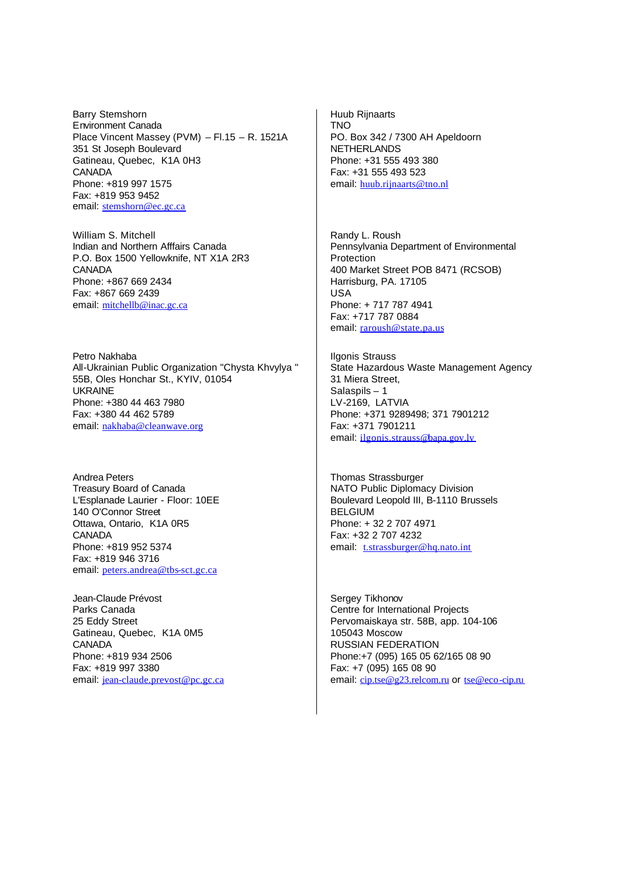Barry Stemshorn
Environment Canada
Place Vincent Massey (PVM) – Fl.15 – R. 1521A
351 St Joseph Boulevard
Gatineau, Quebec, K1A 0H3
CANADA
Phone: +819 997 1575
Fax: +819 953 9452
email: stemshorn@ec.gc.ca

William S. Mitchell
Indian and Northern Afffairs Canada
P.O. Box 1500 Yellowknife, NT X1A 2R3
CANADA
Phone: +867 669 2434
Fax: +867 669 2439
email: mitchellb@inac.gc.ca

Petro Nakhaba
All-Ukrainian Public Organization "Chysta Khvylya "
55B, Oles Honchar St., KYIV, 01054
UKRAINE
Phone: +380 44 463 7980
Fax: +380 44 462 5789
email: nakhaba@cleanwave.org

Andrea Peters
Treasury Board of Canada
L'Esplanade Laurier - Floor: 10EE
140 O'Connor Street
Ottawa, Ontario, K1A 0R5
CANADA
Phone: +819 952 5374
Fax: +819 946 3716
email: peters.andrea@tbs-sct.gc.ca

Jean-Claude Prévost
Parks Canada
25 Eddy Street
Gatineau, Quebec, K1A 0M5
CANADA
Phone: +819 934 2506
Fax: +819 997 3380
email: jean-claude.prevost@pc.gc.ca

Huub Rijnaarts
TNO
PO. Box 342 / 7300 AH Apeldoorn
NETHERLANDS
Phone: +31 555 493 380
Fax: +31 555 493 523
email: huub.rijnaarts@tno.nl

Randy L. Roush
Pennsylvania Department of Environmental Protection
400 Market Street POB 8471 (RCSOB)
Harrisburg, PA. 17105
USA
Phone: + 717 787 4941
Fax: +717 787 0884
email: raroush@state.pa.us

Ilgonis Strauss
State Hazardous Waste Management Agency
31 Miera Street,
Salaspils – 1
LV-2169, LATVIA
Phone: +371 9289498; 371 7901212
Fax: +371 7901211
email: ilgonis.strauss@bapa.gov.lv

Thomas Strassburger
NATO Public Diplomacy Division
Boulevard Leopold III, B-1110 Brussels
BELGIUM
Phone: + 32 2 707 4971
Fax: +32 2 707 4232
email: t.strassburger@hq.nato.int

Sergey Tikhonov
Centre for International Projects
Pervomaiskaya str. 58B, app. 104-106
105043 Moscow
RUSSIAN FEDERATION
Phone:+7 (095) 165 05 62/165 08 90
Fax: +7 (095) 165 08 90
email: cip.tse@g23.relcom.ru or tse@eco-cip.ru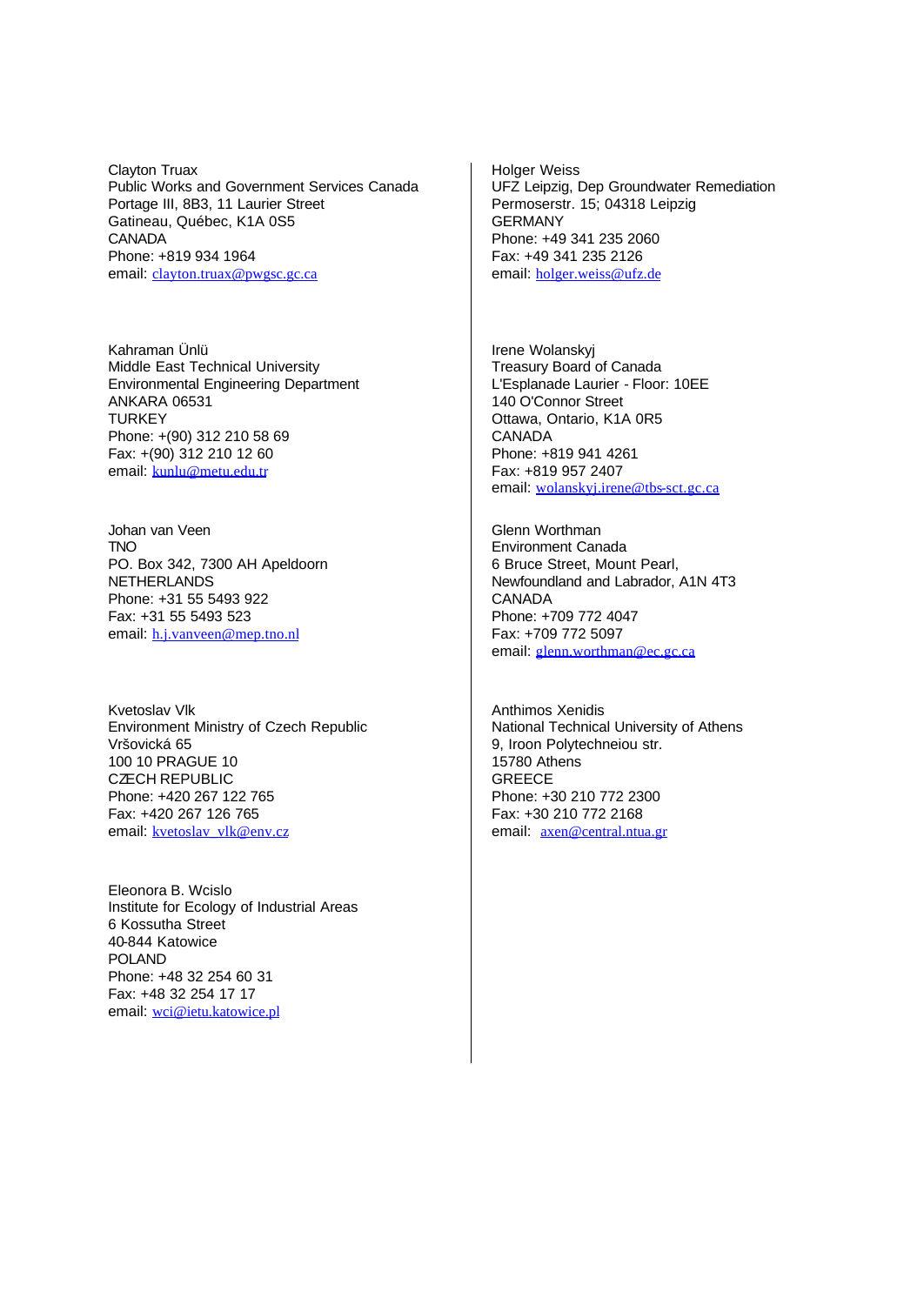Clayton Truax
Public Works and Government Services Canada
Portage III, 8B3, 11 Laurier Street
Gatineau, Québec, K1A 0S5
CANADA
Phone: +819 934 1964
email: clayton.truax@pwgsc.gc.ca

Kahraman Ünlü
Middle East Technical University
Environmental Engineering Department
ANKARA 06531
TURKEY
Phone: +(90) 312 210 58 69
Fax: +(90) 312 210 12 60
email: kunlu@metu.edu.tr

Johan van Veen
TNO
PO. Box 342, 7300 AH Apeldoorn
NETHERLANDS
Phone: +31 55 5493 922
Fax: +31 55 5493 523
email: h.j.vanveen@mep.tno.nl

Kvetoslav Vlk
Environment Ministry of Czech Republic
Vršovická 65
100 10 PRAGUE 10
CZECH REPUBLIC
Phone: +420 267 122 765
Fax: +420 267 126 765
email: kvetoslav_vlk@env.cz

Eleonora B. Wcislo
Institute for Ecology of Industrial Areas
6 Kossutha Street
40-844 Katowice
POLAND
Phone: +48 32 254 60 31
Fax: +48 32 254 17 17
email: wci@ietu.katowice.pl

Holger Weiss
UFZ Leipzig, Dep Groundwater Remediation
Permoserstr. 15; 04318 Leipzig
GERMANY
Phone: +49 341 235 2060
Fax: +49 341 235 2126
email: holger.weiss@ufz.de

Irene Wolanskyj
Treasury Board of Canada
L'Esplanade Laurier - Floor: 10EE
140 O'Connor Street
Ottawa, Ontario, K1A 0R5
CANADA
Phone: +819 941 4261
Fax: +819 957 2407
email: wolanskyj.irene@tbs-sct.gc.ca

Glenn Worthman
Environment Canada
6 Bruce Street, Mount Pearl,
Newfoundland and Labrador, A1N 4T3
CANADA
Phone: +709 772 4047
Fax: +709 772 5097
email: glenn.worthman@ec.gc.ca

Anthimos Xenidis
National Technical University of Athens
9, Iroon Polytechneiou str.
15780 Athens
GREECE
Phone: +30 210 772 2300
Fax: +30 210 772 2168
email: axen@central.ntua.gr